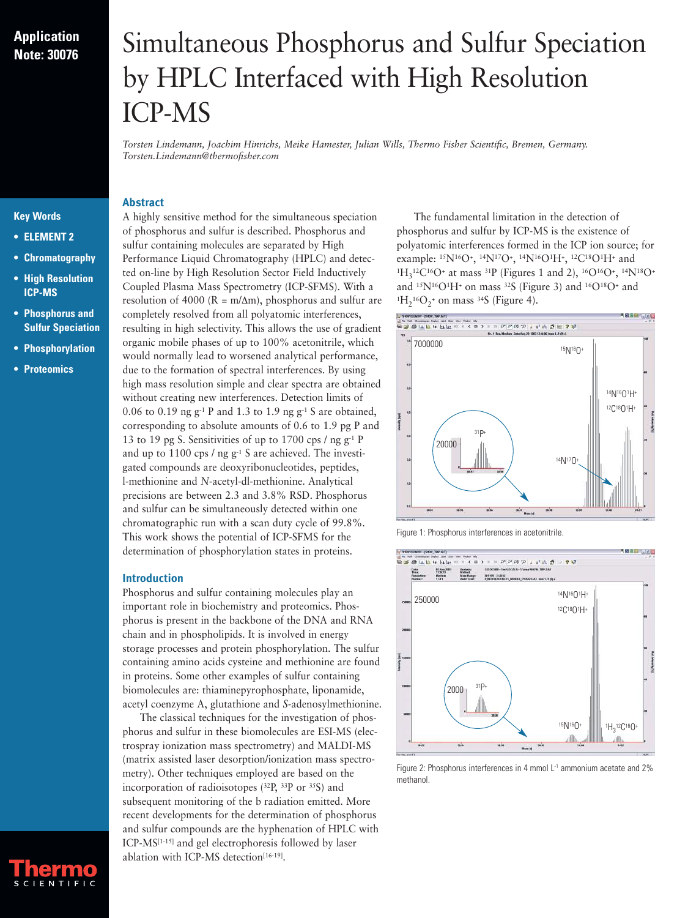Application Note: 30076

# Simultaneous Phosphorus and Sulfur Speciation by HPLC Interfaced with High Resolution ICP-MS

*Torsten Lindemann, Joachim Hinrichs, Meike Hamester, Julian Wills, Thermo Fisher Scientific, Bremen, Germany. Torsten.Lindemann@thermofisher.com*

**Key Words**

- **ELEMENT 2**
- **Chromatography**
- **High Resolution ICP-MS**
- **Phosphorus and Sulfur Speciation**
- **Phosphorylation**
- **Proteomics**

## Abstract

A highly sensitive method for the simultaneous speciation of phosphorus and sulfur is described. Phosphorus and sulfur containing molecules are separated by High Performance Liquid Chromatography (HPLC) and detected on-line by High Resolution Sector Field Inductively Coupled Plasma Mass Spectrometry (ICP-SFMS). With a resolution of 4000 ($R = m/\Delta m$), phosphorus and sulfur are completely resolved from all polyatomic interferences, resulting in high selectivity. This allows the use of gradient organic mobile phases of up to 100% acetonitrile, which would normally lead to worsened analytical performance, due to the formation of spectral interferences. By using high mass resolution simple and clear spectra are obtained without creating new interferences. Detection limits of 0.06 to 0.19 ng $g^{-1}$ P and 1.3 to 1.9 ng $g^{-1}$ S are obtained, corresponding to absolute amounts of 0.6 to 1.9 pg P and 13 to 19 pg S. Sensitivities of up to 1700 cps / ng $g^{-1}$ P and up to 1100 cps / ng $g^{-1}$ S are achieved. The investigated compounds are deoxyribonucleotides, peptides, l-methionine and *N*-acetyl-dl-methionine. Analytical precisions are between 2.3 and 3.8% RSD. Phosphorus and sulfur can be simultaneously detected within one chromatographic run with a scan duty cycle of 99.8%. This work shows the potential of ICP-SFMS for the determination of phosphorylation states in proteins.

## Introduction

Phosphorus and sulfur containing molecules play an important role in biochemistry and proteomics. Phosphorus is present in the backbone of the DNA and RNA chain and in phospholipids. It is involved in energy storage processes and protein phosphorylation. The sulfur containing amino acids cysteine and methionine are found in proteins. Some other examples of sulfur containing biomolecules are: thiaminepyrophosphate, liponamide, acetyl coenzyme A, glutathione and *S*-adenosylmethionine.

The classical techniques for the investigation of phosphorus and sulfur in these biomolecules are ESI-MS (electrospray ionization mass spectrometry) and MALDI-MS (matrix assisted laser desorption/ionization mass spectrometry). Other techniques employed are based on the incorporation of radioisotopes ($^{32}P$, $^{33}P$ or $^{35}S$) and subsequent monitoring of the b radiation emitted. More recent developments for the determination of phosphorus and sulfur compounds are the hyphenation of HPLC with ICP-MS[1-15] and gel electrophoresis followed by laser ablation with ICP-MS detection[16-19].

The fundamental limitation in the detection of phosphorus and sulfur by ICP-MS is the existence of polyatomic interferences formed in the ICP ion source; for example: $^{15}N^{16}O^+$, $^{14}N^{17}O^+$, $^{14}N^{16}O^1H^+$, $^{12}C^{18}O^1H^+$ and $^1H_3{}^{12}C^{16}O^+$ at mass $^{31}P$ (Figures 1 and 2), $^{16}O^{16}O^+$, $^{14}N^{18}O^+$ and $^{15}N^{16}O^1H^+$ on mass $^{32}S$ (Figure 3) and $^{16}O^{18}O^+$ and $^1H_2{}^{16}O_2^+$ on mass $^{34}S$ (Figure 4).

Figure 1: Phosphorus interferences in acetonitrile.

Figure 2: Phosphorus interferences in 4 mmol $L^{-1}$ ammonium acetate and 2% methanol.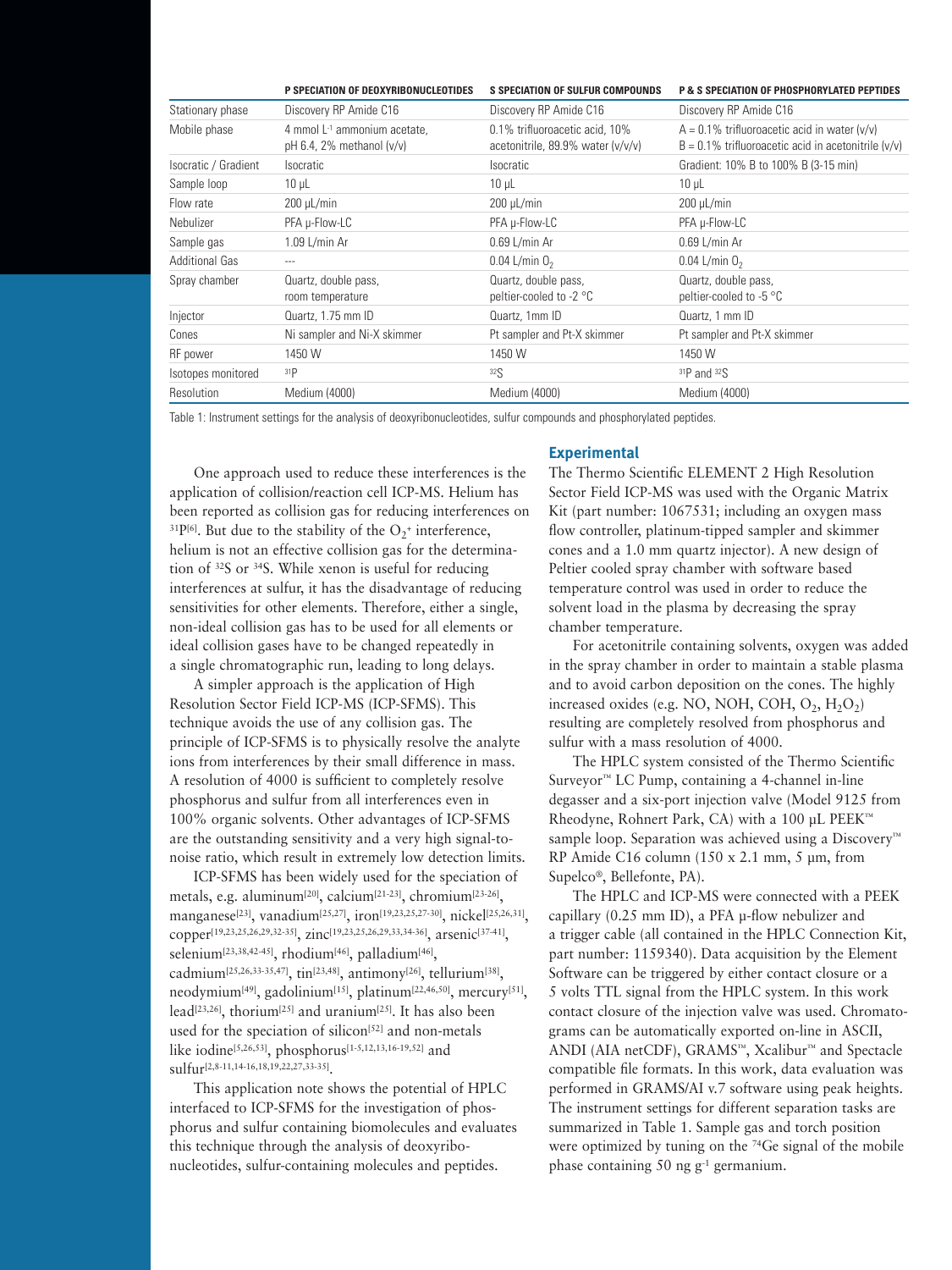| | P SPECIATION OF DEOXYRIBONUCLEOTIDES | S SPECIATION OF SULFUR COMPOUNDS | P & S SPECIATION OF PHOSPHORYLATED PEPTIDES |
|---|---|---|---|
| Stationary phase | Discovery RP Amide C16 | Discovery RP Amide C16 | Discovery RP Amide C16 |
| Mobile phase | 4 mmol $L^{-1}$ ammonium acetate, pH 6.4, 2% methanol (v/v) | 0.1% trifluoroacetic acid, 10% acetonitrile, 89.9% water (v/v/v) | A = 0.1% trifluoroacetic acid in water (v/v) B = 0.1% trifluoroacetic acid in acetonitrile (v/v) |
| Isocratic / Gradient | Isocratic | Isocratic | Gradient: 10% B to 100% B (3-15 min) |
| Sample loop | 10 µL | 10 µL | 10 µL |
| Flow rate | 200 µL/min | 200 µL/min | 200 µL/min |
| Nebulizer | PFA µ-Flow-LC | PFA µ-Flow-LC | PFA µ-Flow-LC |
| Sample gas | 1.09 L/min Ar | 0.69 L/min Ar | 0.69 L/min Ar |
| Additional Gas | --- | 0.04 L/min $O_2$ | 0.04 L/min $O_2$ |
| Spray chamber | Quartz, double pass, room temperature | Quartz, double pass, peltier-cooled to -2 °C | Quartz, double pass, peltier-cooled to -5 °C |
| Injector | Quartz, 1.75 mm ID | Quartz, 1mm ID | Quartz, 1 mm ID |
| Cones | Ni sampler and Ni-X skimmer | Pt sampler and Pt-X skimmer | Pt sampler and Pt-X skimmer |
| RF power | 1450 W | 1450 W | 1450 W |
| Isotopes monitored | $^{31}P$ | $^{32}S$ | $^{31}P$ and $^{32}S$ |
| Resolution | Medium (4000) | Medium (4000) | Medium (4000) |

Table 1: Instrument settings for the analysis of deoxyribonucleotides, sulfur compounds and phosphorylated peptides.

One approach used to reduce these interferences is the application of collision/reaction cell ICP-MS. Helium has been reported as collision gas for reducing interferences on $^{31}P$[6]. But due to the stability of the $O_2^+$ interference, helium is not an effective collision gas for the determination of $^{32}S$ or $^{34}S$. While xenon is useful for reducing interferences at sulfur, it has the disadvantage of reducing sensitivities for other elements. Therefore, either a single, non-ideal collision gas has to be used for all elements or ideal collision gases have to be changed repeatedly in a single chromatographic run, leading to long delays.

A simpler approach is the application of High Resolution Sector Field ICP-MS (ICP-SFMS). This technique avoids the use of any collision gas. The principle of ICP-SFMS is to physically resolve the analyte ions from interferences by their small difference in mass. A resolution of 4000 is sufficient to completely resolve phosphorus and sulfur from all interferences even in 100% organic solvents. Other advantages of ICP-SFMS are the outstanding sensitivity and a very high signal-to-noise ratio, which result in extremely low detection limits.

ICP-SFMS has been widely used for the speciation of metals, e.g. aluminum[20], calcium[21-23], chromium[23-26], manganese[23], vanadium[25,27], iron[19,23,25,27-30], nickel[25,26,31], copper[19,23,25,26,29,32-35], zinc[19,23,25,26,29,33,34-36], arsenic[37-41], selenium[23,38,42-45], rhodium[46], palladium[46], cadmium[25,26,33-35,47], tin[23,48], antimony[26], tellurium[38], neodymium[49], gadolinium[15], platinum[22,46,50], mercury[51], lead[23,26], thorium[25] and uranium[25]. It has also been used for the speciation of silicon[52] and non-metals like iodine[5,26,53], phosphorus[1-5,12,13,16-19,52] and sulfur[2,8-11,14-16,18,19,22,27,33-35].

This application note shows the potential of HPLC interfaced to ICP-SFMS for the investigation of phosphorus and sulfur containing biomolecules and evaluates this technique through the analysis of deoxyribonucleotides, sulfur-containing molecules and peptides.

## Experimental

The Thermo Scientific ELEMENT 2 High Resolution Sector Field ICP-MS was used with the Organic Matrix Kit (part number: 1067531; including an oxygen mass flow controller, platinum-tipped sampler and skimmer cones and a 1.0 mm quartz injector). A new design of Peltier cooled spray chamber with software based temperature control was used in order to reduce the solvent load in the plasma by decreasing the spray chamber temperature.

For acetonitrile containing solvents, oxygen was added in the spray chamber in order to maintain a stable plasma and to avoid carbon deposition on the cones. The highly increased oxides (e.g. NO, NOH, COH, $O_2$, $H_2O_2$) resulting are completely resolved from phosphorus and sulfur with a mass resolution of 4000.

The HPLC system consisted of the Thermo Scientific Surveyor™ LC Pump, containing a 4-channel in-line degasser and a six-port injection valve (Model 9125 from Rheodyne, Rohnert Park, CA) with a 100 µL PEEK™ sample loop. Separation was achieved using a Discovery™ RP Amide C16 column (150 x 2.1 mm, 5 µm, from Supelco®, Bellefonte, PA).

The HPLC and ICP-MS were connected with a PEEK capillary (0.25 mm ID), a PFA µ-flow nebulizer and a trigger cable (all contained in the HPLC Connection Kit, part number: 1159340). Data acquisition by the Element Software can be triggered by either contact closure or a 5 volts TTL signal from the HPLC system. In this work contact closure of the injection valve was used. Chromatograms can be automatically exported on-line in ASCII, ANDI (AIA netCDF), GRAMS™, Xcalibur™ and Spectacle compatible file formats. In this work, data evaluation was performed in GRAMS/AI v.7 software using peak heights. The instrument settings for different separation tasks are summarized in Table 1. Sample gas and torch position were optimized by tuning on the $^{74}Ge$ signal of the mobile phase containing 50 ng $g^{-1}$ germanium.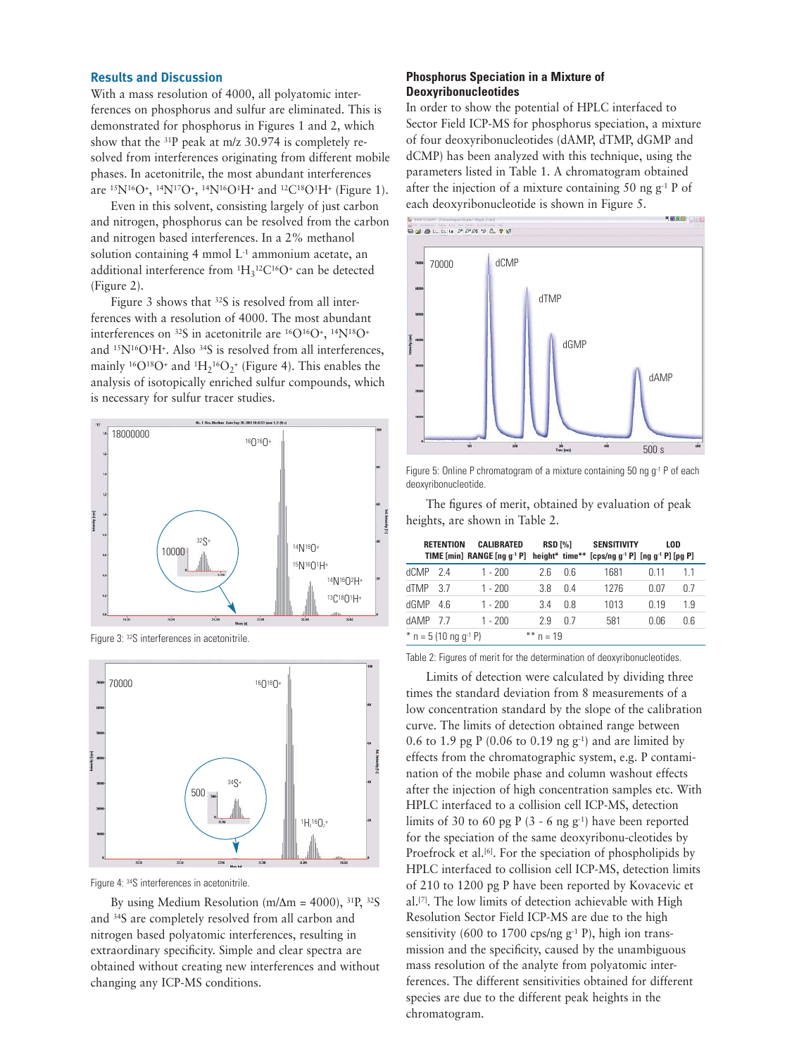## Results and Discussion

With a mass resolution of 4000, all polyatomic interferences on phosphorus and sulfur are eliminated. This is demonstrated for phosphorus in Figures 1 and 2, which show that the $^{31}P$ peak at m/z 30.974 is completely resolved from interferences originating from different mobile phases. In acetonitrile, the most abundant interferences are $^{15}N^{16}O^+$, $^{14}N^{17}O^+$, $^{14}N^{16}O^1H^+$ and $^{12}C^{18}O^1H^+$ (Figure 1).

Even in this solvent, consisting largely of just carbon and nitrogen, phosphorus can be resolved from the carbon and nitrogen based interferences. In a 2% methanol solution containing 4 mmol L$^{-1}$ ammonium acetate, an additional interference from $^1H_3{}^{12}C^{16}O^+$ can be detected (Figure 2).

Figure 3 shows that $^{32}S$ is resolved from all interferences with a resolution of 4000. The most abundant interferences on $^{32}S$ in acetonitrile are $^{16}O^{16}O^+$, $^{14}N^{18}O^+$ and $^{15}N^{16}O^1H^+$. Also $^{34}S$ is resolved from all interferences, mainly $^{16}O^{18}O^+$ and $^1H_2{}^{16}O_2^+$ (Figure 4). This enables the analysis of isotopically enriched sulfur compounds, which is necessary for sulfur tracer studies.

Figure 3: $^{32}S$ interferences in acetonitrile.

Figure 4: $^{34}S$ interferences in acetonitrile.

By using Medium Resolution (m/Δm = 4000), $^{31}P$, $^{32}S$ and $^{34}S$ are completely resolved from all carbon and nitrogen based polyatomic interferences, resulting in extraordinary specificity. Simple and clear spectra are obtained without creating new interferences and without changing any ICP-MS conditions.

### Phosphorus Speciation in a Mixture of Deoxyribonucleotides

In order to show the potential of HPLC interfaced to Sector Field ICP-MS for phosphorus speciation, a mixture of four deoxyribonucleotides (dAMP, dTMP, dGMP and dCMP) has been analyzed with this technique, using the parameters listed in Table 1. A chromatogram obtained after the injection of a mixture containing 50 ng g$^{-1}$ P of each deoxyribonucleotide is shown in Figure 5.

Figure 5: Online P chromatogram of a mixture containing 50 ng g$^{-1}$ P of each deoxyribonucleotide.

The figures of merit, obtained by evaluation of peak heights, are shown in Table 2.

| | RETENTION TIME [min] | CALIBRATED RANGE [ng g$^{-1}$ P] | RSD [%] height* | RSD [%] time** | SENSITIVITY [cps/ng g$^{-1}$ P] | LOD [ng g$^{-1}$ P] | LOD [pg P] |
|---|---|---|---|---|---|---|---|
| dCMP | 2.4 | 1 - 200 | 2.6 | 0.6 | 1681 | 0.11 | 1.1 |
| dTMP | 3.7 | 1 - 200 | 3.8 | 0.4 | 1276 | 0.07 | 0.7 |
| dGMP | 4.6 | 1 - 200 | 3.4 | 0.8 | 1013 | 0.19 | 1.9 |
| dAMP | 7.7 | 1 - 200 | 2.9 | 0.7 | 581 | 0.06 | 0.6 |

\* n = 5 (10 ng g$^{-1}$ P) ** n = 19

Table 2: Figures of merit for the determination of deoxyribonucleotides.

Limits of detection were calculated by dividing three times the standard deviation from 8 measurements of a low concentration standard by the slope of the calibration curve. The limits of detection obtained range between 0.6 to 1.9 pg P (0.06 to 0.19 ng g$^{-1}$) and are limited by effects from the chromatographic system, e.g. P contamination of the mobile phase and column washout effects after the injection of high concentration samples etc. With HPLC interfaced to a collision cell ICP-MS, detection limits of 30 to 60 pg P (3 - 6 ng g$^{-1}$) have been reported for the speciation of the same deoxyribonu-cleotides by Proefrock et al.[6]. For the speciation of phospholipids by HPLC interfaced to collision cell ICP-MS, detection limits of 210 to 1200 pg P have been reported by Kovacevic et al.[7]. The low limits of detection achievable with High Resolution Sector Field ICP-MS are due to the high sensitivity (600 to 1700 cps/ng g$^{-1}$ P), high ion transmission and the specificity, caused by the unambiguous mass resolution of the analyte from polyatomic interferences. The different sensitivities obtained for different species are due to the different peak heights in the chromatogram.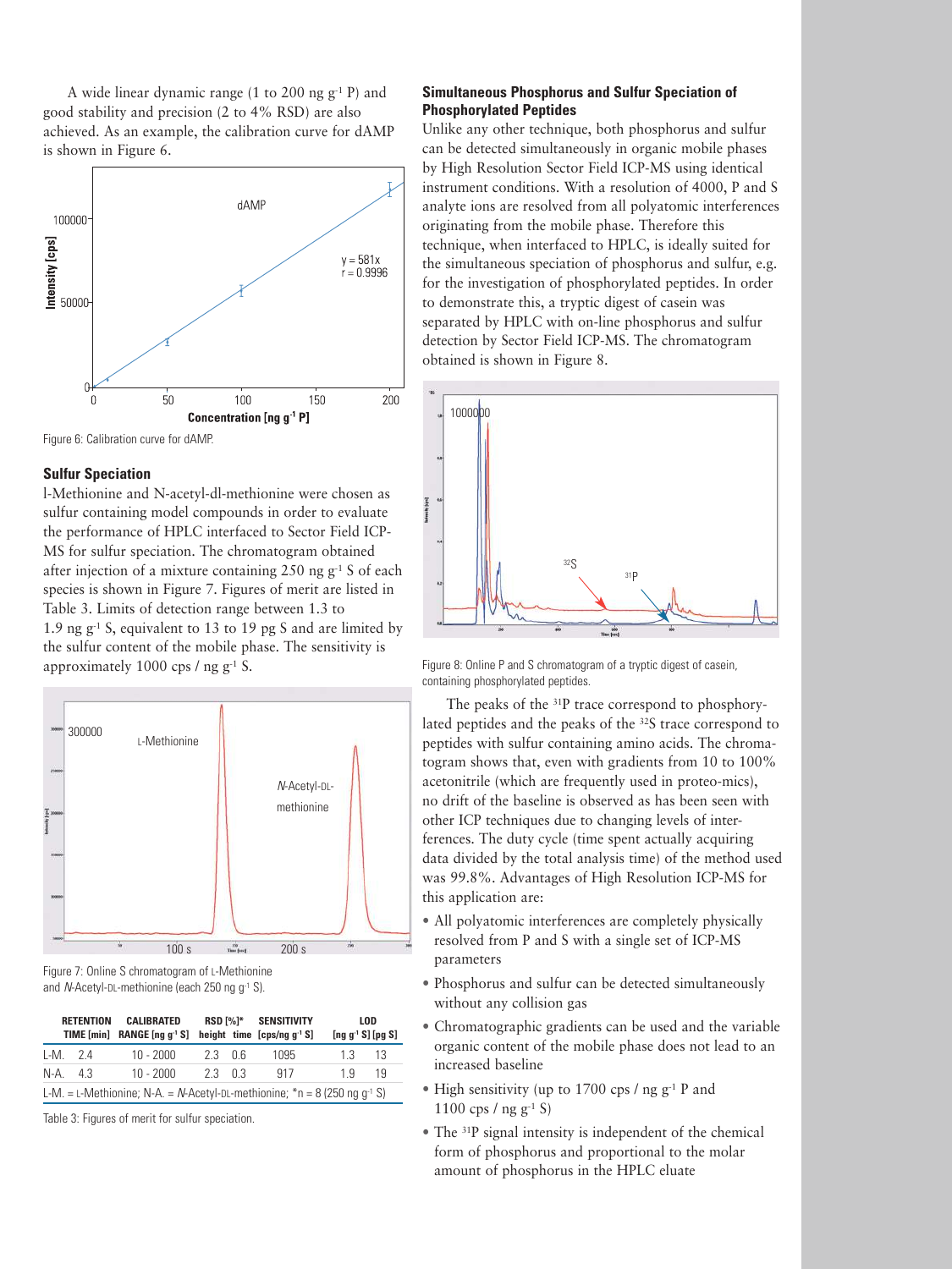A wide linear dynamic range (1 to 200 ng g$^{-1}$ P) and good stability and precision (2 to 4% RSD) are also achieved. As an example, the calibration curve for dAMP is shown in Figure 6.

Figure 6: Calibration curve for dAMP.

### Sulfur Speciation

l-Methionine and N-acetyl-dl-methionine were chosen as sulfur containing model compounds in order to evaluate the performance of HPLC interfaced to Sector Field ICP-MS for sulfur speciation. The chromatogram obtained after injection of a mixture containing 250 ng g$^{-1}$ S of each species is shown in Figure 7. Figures of merit are listed in Table 3. Limits of detection range between 1.3 to 1.9 ng g$^{-1}$ S, equivalent to 13 to 19 pg S and are limited by the sulfur content of the mobile phase. The sensitivity is approximately 1000 cps / ng g$^{-1}$ S.

Figure 7: Online S chromatogram of L-Methionine and *N*-Acetyl-DL-methionine (each 250 ng g$^{-1}$ S).

| | RETENTION TIME [min] | CALIBRATED RANGE [ng g$^{-1}$ S] | RSD [%]* height | RSD [%]* time | SENSITIVITY [cps/ng g$^{-1}$ S] | LOD [ng g$^{-1}$ S] | LOD [pg S] |
|---|---|---|---|---|---|---|---|
| L-M. | 2.4 | 10 - 2000 | 2.3 | 0.6 | 1095 | 1.3 | 13 |
| N-A. | 4.3 | 10 - 2000 | 2.3 | 0.3 | 917 | 1.9 | 19 |

L-M. = L-Methionine; N-A. = *N*-Acetyl-DL-methionine; *n = 8 (250 ng g$^{-1}$ S)

Table 3: Figures of merit for sulfur speciation.

### Simultaneous Phosphorus and Sulfur Speciation of Phosphorylated Peptides

Unlike any other technique, both phosphorus and sulfur can be detected simultaneously in organic mobile phases by High Resolution Sector Field ICP-MS using identical instrument conditions. With a resolution of 4000, P and S analyte ions are resolved from all polyatomic interferences originating from the mobile phase. Therefore this technique, when interfaced to HPLC, is ideally suited for the simultaneous speciation of phosphorus and sulfur, e.g. for the investigation of phosphorylated peptides. In order to demonstrate this, a tryptic digest of casein was separated by HPLC with on-line phosphorus and sulfur detection by Sector Field ICP-MS. The chromatogram obtained is shown in Figure 8.

Figure 8: Online P and S chromatogram of a tryptic digest of casein, containing phosphorylated peptides.

The peaks of the $^{31}$P trace correspond to phosphorylated peptides and the peaks of the $^{32}$S trace correspond to peptides with sulfur containing amino acids. The chromatogram shows that, even with gradients from 10 to 100% acetonitrile (which are frequently used in proteo-mics), no drift of the baseline is observed as has been seen with other ICP techniques due to changing levels of interferences. The duty cycle (time spent actually acquiring data divided by the total analysis time) of the method used was 99.8%. Advantages of High Resolution ICP-MS for this application are:

- All polyatomic interferences are completely physically resolved from P and S with a single set of ICP-MS parameters
- Phosphorus and sulfur can be detected simultaneously without any collision gas
- Chromatographic gradients can be used and the variable organic content of the mobile phase does not lead to an increased baseline
- High sensitivity (up to 1700 cps / ng g$^{-1}$ P and 1100 cps / ng g$^{-1}$ S)
- The $^{31}$P signal intensity is independent of the chemical form of phosphorus and proportional to the molar amount of phosphorus in the HPLC eluate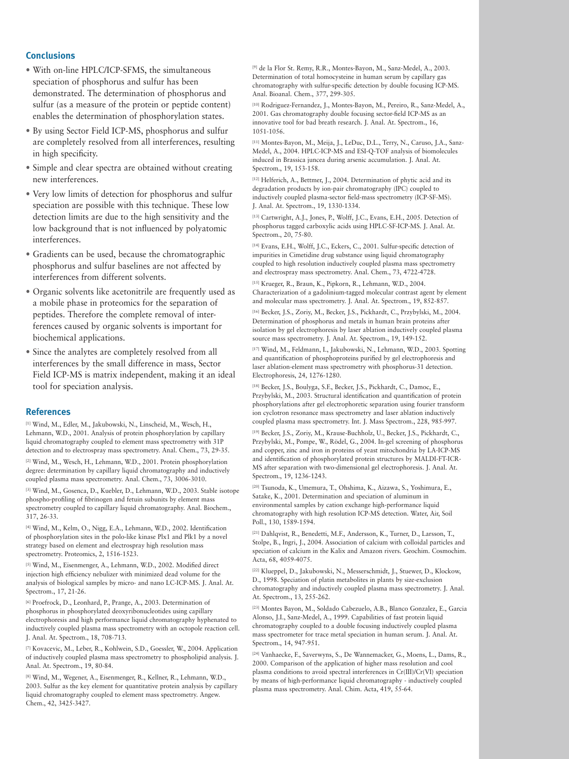## Conclusions

- With on-line HPLC/ICP-SFMS, the simultaneous speciation of phosphorus and sulfur has been demonstrated. The determination of phosphorus and sulfur (as a measure of the protein or peptide content) enables the determination of phosphorylation states.
- By using Sector Field ICP-MS, phosphorus and sulfur are completely resolved from all interferences, resulting in high specificity.
- Simple and clear spectra are obtained without creating new interferences.
- Very low limits of detection for phosphorus and sulfur speciation are possible with this technique. These low detection limits are due to the high sensitivity and the low background that is not influenced by polyatomic interferences.
- Gradients can be used, because the chromatographic phosphorus and sulfur baselines are not affected by interferences from different solvents.
- Organic solvents like acetonitrile are frequently used as a mobile phase in proteomics for the separation of peptides. Therefore the complete removal of interferences caused by organic solvents is important for biochemical applications.
- Since the analytes are completely resolved from all interferences by the small difference in mass, Sector Field ICP-MS is matrix independent, making it an ideal tool for speciation analysis.

## References

[1] Wind, M., Edler, M., Jakubowski, N., Linscheid, M., Wesch, H., Lehmann, W.D., 2001. Analysis of protein phosphorylation by capillary liquid chromatography coupled to element mass spectrometry with 31P detection and to electrospray mass spectrometry. Anal. Chem., 73, 29-35.

[2] Wind, M., Wesch, H., Lehmann, W.D., 2001. Protein phosphorylation degree: determination by capillary liquid chromatography and inductively coupled plasma mass spectrometry. Anal. Chem., 73, 3006-3010.

[3] Wind, M., Gosenca, D., Kuebler, D., Lehmann, W.D., 2003. Stable isotope phospho-profiling of fibrinogen and fetuin subunits by element mass spectrometry coupled to capillary liquid chromatography. Anal. Biochem., 317, 26-33.

[4] Wind, M., Kelm, O., Nigg, E.A., Lehmann, W.D., 2002. Identification of phosphorylation sites in the polo-like kinase Plx1 and Plk1 by a novel strategy based on element and electrospray high resolution mass spectrometry. Proteomics, 2, 1516-1523.

[5] Wind, M., Eisenmenger, A., Lehmann, W.D., 2002. Modified direct injection high efficiency nebulizer with minimized dead volume for the analysis of biological samples by micro- and nano LC-ICP-MS. J. Anal. At. Spectrom., 17, 21-26.

[6] Proefrock, D., Leonhard, P., Prange, A., 2003. Determination of phosphorus in phosphorylated deoxyribonucleotides using capillary electrophoresis and high performance liquid chromatography hyphenated to inductively coupled plasma mass spectrometry with an octopole reaction cell. J. Anal. At. Spectrom., 18, 708-713.

[7] Kovacevic, M., Leber, R., Kohlwein, S.D., Goessler, W., 2004. Application of inductively coupled plasma mass spectrometry to phospholipid analysis. J. Anal. At. Spectrom., 19, 80-84.

[8] Wind, M., Wegener, A., Eisenmenger, R., Kellner, R., Lehmann, W.D., 2003. Sulfur as the key element for quantitative protein analysis by capillary liquid chromatography coupled to element mass spectrometry. Angew. Chem., 42, 3425-3427.

[9] de la Flor St. Remy, R.R., Montes-Bayon, M., Sanz-Medel, A., 2003. Determination of total homocysteine in human serum by capillary gas chromatography with sulfur-specific detection by double focusing ICP-MS. Anal. Bioanal. Chem., 377, 299-305.

[10] Rodriguez-Fernandez, J., Montes-Bayon, M., Pereiro, R., Sanz-Medel, A., 2001. Gas chromatography double focusing sector-field ICP-MS as an innovative tool for bad breath research. J. Anal. At. Spectrom., 16, 1051-1056.

[11] Montes-Bayon, M., Meija, J., LeDuc, D.L., Terry, N., Caruso, J.A., Sanz-Medel, A., 2004. HPLC-ICP-MS and ESI-Q-TOF analysis of biomolecules induced in Brassica juncea during arsenic accumulation. J. Anal. At. Spectrom., 19, 153-158.

[12] Helferich, A., Bettmer, J., 2004. Determination of phytic acid and its degradation products by ion-pair chromatography (IPC) coupled to inductively coupled plasma-sector field-mass spectrometry (ICP-SF-MS). J. Anal. At. Spectrom., 19, 1330-1334.

[13] Cartwright, A.J., Jones, P., Wolff, J.C., Evans, E.H., 2005. Detection of phosphorus tagged carboxylic acids using HPLC-SF-ICP-MS. J. Anal. At. Spectrom., 20, 75-80.

[14] Evans, E.H., Wolff, J.C., Eckers, C., 2001. Sulfur-specific detection of impurities in Cimetidine drug substance using liquid chromatography coupled to high resolution inductively coupled plasma mass spectrometry and electrospray mass spectrometry. Anal. Chem., 73, 4722-4728.

[15] Krueger, R., Braun, K., Pipkorn, R., Lehmann, W.D., 2004. Characterization of a gadolinium-tagged molecular contrast agent by element and molecular mass spectrometry. J. Anal. At. Spectrom., 19, 852-857.

[16] Becker, J.S., Zoriy, M., Becker, J.S., Pickhardt, C., Przybylski, M., 2004. Determination of phosphorus and metals in human brain proteins after isolation by gel electrophoresis by laser ablation inductively coupled plasma source mass spectrometry. J. Anal. At. Spectrom., 19, 149-152.

[17] Wind, M., Feldmann, I., Jakubowski, N., Lehmann, W.D., 2003. Spotting and quantification of phosphoproteins purified by gel electrophoresis and laser ablation-element mass spectrometry with phosphorus-31 detection. Electrophoresis, 24, 1276-1280.

[18] Becker, J.S., Boulyga, S.F., Becker, J.S., Pickhardt, C., Damoc, E., Przybylski, M., 2003. Structural identification and quantification of protein phosphorylations after gel electrophoretic separation using fourier transform ion cyclotron resonance mass spectrometry and laser ablation inductively coupled plasma mass spectrometry. Int. J. Mass Spectrom., 228, 985-997.

[19] Becker, J.S., Zoriy, M., Krause-Buchholz, U., Becker, J.S., Pickhardt, C., Przybylski, M., Pompe, W., Rödel, G., 2004. In-gel screening of phosphorus and copper, zinc and iron in proteins of yeast mitochondria by LA-ICP-MS and identification of phosphorylated protein structures by MALDI-FT-ICR-MS after separation with two-dimensional gel electrophoresis. J. Anal. At. Spectrom., 19, 1236-1243.

[20] Tsunoda, K., Umemura, T., Ohshima, K., Aizawa, S., Yoshimura, E., Satake, K., 2001. Determination and speciation of aluminum in environmental samples by cation exchange high-performance liquid chromatography with high resolution ICP-MS detection. Water, Air, Soil Poll., 130, 1589-1594.

[21] Dahlqvist, R., Benedetti, M.F., Andersson, K., Turner, D., Larsson, T., Stolpe, B., Ingri, J., 2004. Association of calcium with colloidal particles and speciation of calcium in the Kalix and Amazon rivers. Geochim. Cosmochim. Acta, 68, 4059-4075.

[22] Klueppel, D., Jakubowski, N., Messerschmidt, J., Stuewer, D., Klockow, D., 1998. Speciation of platin metabolites in plants by size-exclusion chromatography and inductively coupled plasma mass spectrometry. J. Anal. At. Spectrom., 13, 255-262.

[23] Montes Bayon, M., Soldado Cabezuelo, A.B., Blanco Gonzalez, E., Garcia Alonso, J.I., Sanz-Medel, A., 1999. Capabilities of fast protein liquid chromatography coupled to a double focusing inductively coupled plasma mass spectrometer for trace metal speciation in human serum. J. Anal. At. Spectrom., 14, 947-951.

[24] Vanhaecke, F., Saverwyns, S., De Wannemacker, G., Moens, L., Dams, R., 2000. Comparison of the application of higher mass resolution and cool plasma conditions to avoid spectral interferences in Cr(III)/Cr(VI) speciation by means of high-performance liquid chromatography - inductively coupled plasma mass spectrometry. Anal. Chim. Acta, 419, 55-64.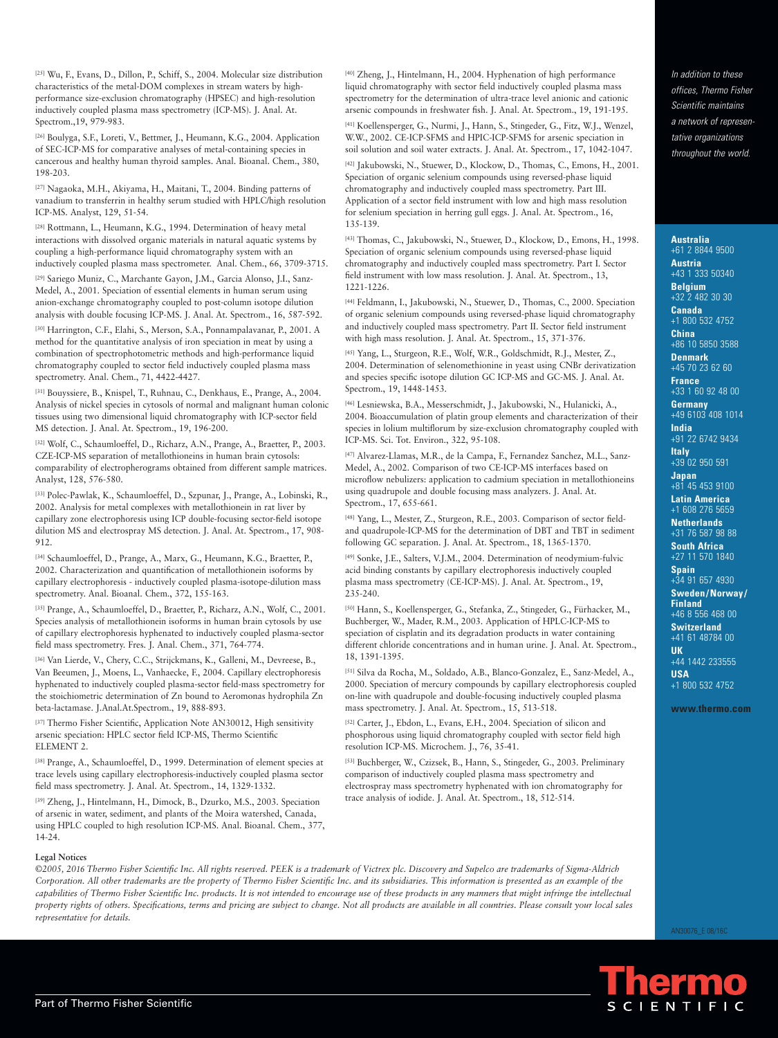[25] Wu, F., Evans, D., Dillon, P., Schiff, S., 2004. Molecular size distribution characteristics of the metal-DOM complexes in stream waters by high-performance size-exclusion chromatography (HPSEC) and high-resolution inductively coupled plasma mass spectrometry (ICP-MS). J. Anal. At. Spectrom.,19, 979-983.

[26] Boulyga, S.F., Loreti, V., Bettmer, J., Heumann, K.G., 2004. Application of SEC-ICP-MS for comparative analyses of metal-containing species in cancerous and healthy human thyroid samples. Anal. Bioanal. Chem., 380, 198-203.

[27] Nagaoka, M.H., Akiyama, H., Maitani, T., 2004. Binding patterns of vanadium to transferrin in healthy serum studied with HPLC/high resolution ICP-MS. Analyst, 129, 51-54.

[28] Rottmann, L., Heumann, K.G., 1994. Determination of heavy metal interactions with dissolved organic materials in natural aquatic systems by coupling a high-performance liquid chromatography system with an inductively coupled plasma mass spectrometer. Anal. Chem., 66, 3709-3715.

[29] Sariego Muniz, C., Marchante Gayon, J.M., Garcia Alonso, J.I., Sanz-Medel, A., 2001. Speciation of essential elements in human serum using anion-exchange chromatography coupled to post-column isotope dilution analysis with double focusing ICP-MS. J. Anal. At. Spectrom., 16, 587-592.

[30] Harrington, C.F., Elahi, S., Merson, S.A., Ponnampalavanar, P., 2001. A method for the quantitative analysis of iron speciation in meat by using a combination of spectrophotometric methods and high-performance liquid chromatography coupled to sector field inductively coupled plasma mass spectrometry. Anal. Chem., 71, 4422-4427.

[31] Bouyssiere, B., Knispel, T., Ruhnau, C., Denkhaus, E., Prange, A., 2004. Analysis of nickel species in cytosols of normal and malignant human colonic tissues using two dimensional liquid chromatography with ICP-sector field MS detection. J. Anal. At. Spectrom., 19, 196-200.

[32] Wolf, C., Schaumloeffel, D., Richarz, A.N., Prange, A., Braetter, P., 2003. CZE-ICP-MS separation of metallothioneins in human brain cytosols: comparability of electropherograms obtained from different sample matrices. Analyst, 128, 576-580.

[33] Polec-Pawlak, K., Schaumloeffel, D., Szpunar, J., Prange, A., Lobinski, R., 2002. Analysis for metal complexes with metallothionein in rat liver by capillary zone electrophoresis using ICP double-focusing sector-field isotope dilution MS and electrospray MS detection. J. Anal. At. Spectrom., 17, 908-912.

[34] Schaumloeffel, D., Prange, A., Marx, G., Heumann, K.G., Braetter, P., 2002. Characterization and quantification of metallothionein isoforms by capillary electrophoresis - inductively coupled plasma-isotope-dilution mass spectrometry. Anal. Bioanal. Chem., 372, 155-163.

[35] Prange, A., Schaumloeffel, D., Braetter, P., Richarz, A.N., Wolf, C., 2001. Species analysis of metallothionein isoforms in human brain cytosols by use of capillary electrophoresis hyphenated to inductively coupled plasma-sector field mass spectrometry. Fres. J. Anal. Chem., 371, 764-774.

[36] Van Lierde, V., Chery, C.C., Strijckmans, K., Galleni, M., Devreese, B., Van Beeumen, J., Moens, L., Vanhaecke, F., 2004. Capillary electrophoresis hyphenated to inductively coupled plasma-sector field-mass spectrometry for the stoichiometric determination of Zn bound to Aeromonas hydrophila Zn beta-lactamase. J.Anal.At.Spectrom., 19, 888-893.

[37] Thermo Fisher Scientific, Application Note AN30012, High sensitivity arsenic speciation: HPLC sector field ICP-MS, Thermo Scientific ELEMENT 2.

[38] Prange, A., Schaumloeffel, D., 1999. Determination of element species at trace levels using capillary electrophoresis-inductively coupled plasma sector field mass spectrometry. J. Anal. At. Spectrom., 14, 1329-1332.

[39] Zheng, J., Hintelmann, H., Dimock, B., Dzurko, M.S., 2003. Speciation of arsenic in water, sediment, and plants of the Moira watershed, Canada, using HPLC coupled to high resolution ICP-MS. Anal. Bioanal. Chem., 377, 14-24.

[40] Zheng, J., Hintelmann, H., 2004. Hyphenation of high performance liquid chromatography with sector field inductively coupled plasma mass spectrometry for the determination of ultra-trace level anionic and cationic arsenic compounds in freshwater fish. J. Anal. At. Spectrom., 19, 191-195.

[41] Koellensperger, G., Nurmi, J., Hann, S., Stingeder, G., Fitz, W.J., Wenzel, W.W., 2002. CE-ICP-SFMS and HPIC-ICP-SFMS for arsenic speciation in soil solution and soil water extracts. J. Anal. At. Spectrom., 17, 1042-1047.

[42] Jakubowski, N., Stuewer, D., Klockow, D., Thomas, C., Emons, H., 2001. Speciation of organic selenium compounds using reversed-phase liquid chromatography and inductively coupled mass spectrometry. Part III. Application of a sector field instrument with low and high mass resolution for selenium speciation in herring gull eggs. J. Anal. At. Spectrom., 16, 135-139.

[43] Thomas, C., Jakubowski, N., Stuewer, D., Klockow, D., Emons, H., 1998. Speciation of organic selenium compounds using reversed-phase liquid chromatography and inductively coupled mass spectrometry. Part I. Sector field instrument with low mass resolution. J. Anal. At. Spectrom., 13, 1221-1226.

[44] Feldmann, I., Jakubowski, N., Stuewer, D., Thomas, C., 2000. Speciation of organic selenium compounds using reversed-phase liquid chromatography and inductively coupled mass spectrometry. Part II. Sector field instrument with high mass resolution. J. Anal. At. Spectrom., 15, 371-376.

[45] Yang, L., Sturgeon, R.E., Wolf, W.R., Goldschmidt, R.J., Mester, Z., 2004. Determination of selenomethionine in yeast using CNBr derivatization and species specific isotope dilution GC ICP-MS and GC-MS. J. Anal. At. Spectrom., 19, 1448-1453.

[46] Lesniewska, B.A., Messerschmidt, J., Jakubowski, N., Hulanicki, A., 2004. Bioaccumulation of platin group elements and characterization of their species in lolium multiflorum by size-exclusion chromatography coupled with ICP-MS. Sci. Tot. Environ., 322, 95-108.

[47] Alvarez-Llamas, M.R., de la Campa, F., Fernandez Sanchez, M.L., Sanz-Medel, A., 2002. Comparison of two CE-ICP-MS interfaces based on microflow nebulizers: application to cadmium speciation in metallothioneins using quadrupole and double focusing mass analyzers. J. Anal. At. Spectrom., 17, 655-661.

[48] Yang, L., Mester, Z., Sturgeon, R.E., 2003. Comparison of sector field- and quadrupole-ICP-MS for the determination of DBT and TBT in sediment following GC separation. J. Anal. At. Spectrom., 18, 1365-1370.

[49] Sonke, J.E., Salters, V.J.M., 2004. Determination of neodymium-fulvic acid binding constants by capillary electrophoresis inductively coupled plasma mass spectrometry (CE-ICP-MS). J. Anal. At. Spectrom., 19, 235-240.

[50] Hann, S., Koellensperger, G., Stefanka, Z., Stingeder, G., Fürhacker, M., Buchberger, W., Mader, R.M., 2003. Application of HPLC-ICP-MS to speciation of cisplatin and its degradation products in water containing different chloride concentrations and in human urine. J. Anal. At. Spectrom., 18, 1391-1395.

[51] Silva da Rocha, M., Soldado, A.B., Blanco-Gonzalez, E., Sanz-Medel, A., 2000. Speciation of mercury compounds by capillary electrophoresis coupled on-line with quadrupole and double-focusing inductively coupled plasma mass spectrometry. J. Anal. At. Spectrom., 15, 513-518.

[52] Carter, J., Ebdon, L., Evans, E.H., 2004. Speciation of silicon and phosphorous using liquid chromatography coupled with sector field high resolution ICP-MS. Microchem. J., 76, 35-41.

[53] Buchberger, W., Czizsek, B., Hann, S., Stingeder, G., 2003. Preliminary comparison of inductively coupled plasma mass spectrometry and electrospray mass spectrometry hyphenated with ion chromatography for trace analysis of iodide. J. Anal. At. Spectrom., 18, 512-514.

**Legal Notices**

*©2005, 2016 Thermo Fisher Scientific Inc. All rights reserved. PEEK is a trademark of Victrex plc. Discovery and Supelco are trademarks of Sigma-Aldrich Corporation. All other trademarks are the property of Thermo Fisher Scientific Inc. and its subsidiaries. This information is presented as an example of the capabilities of Thermo Fisher Scientific Inc. products. It is not intended to encourage use of these products in any manners that might infringe the intellectual property rights of others. Specifications, terms and pricing are subject to change. Not all products are available in all countries. Please consult your local sales representative for details.*

*In addition to these offices, Thermo Fisher Scientific maintains a network of representative organizations throughout the world.*

**Australia**
+61 2 8844 9500
**Austria**
+43 1 333 50340
**Belgium**
+32 2 482 30 30
**Canada**
+1 800 532 4752
**China**
+86 10 5850 3588
**Denmark**
+45 70 23 62 60
**France**
+33 1 60 92 48 00
**Germany**
+49 6103 408 1014
**India**
+91 22 6742 9434
**Italy**
+39 02 950 591
**Japan**
+81 45 453 9100
**Latin America**
+1 608 276 5659
**Netherlands**
+31 76 587 98 88
**South Africa**
+27 11 570 1840
**Spain**
+34 91 657 4930
**Sweden/Norway/Finland**
+46 8 556 468 00
**Switzerland**
+41 61 48784 00
**UK**
+44 1442 233555
**USA**
+1 800 532 4752

**www.thermo.com**

AN30076_E 08/16C

Thermo SCIENTIFIC

Part of Thermo Fisher Scientific